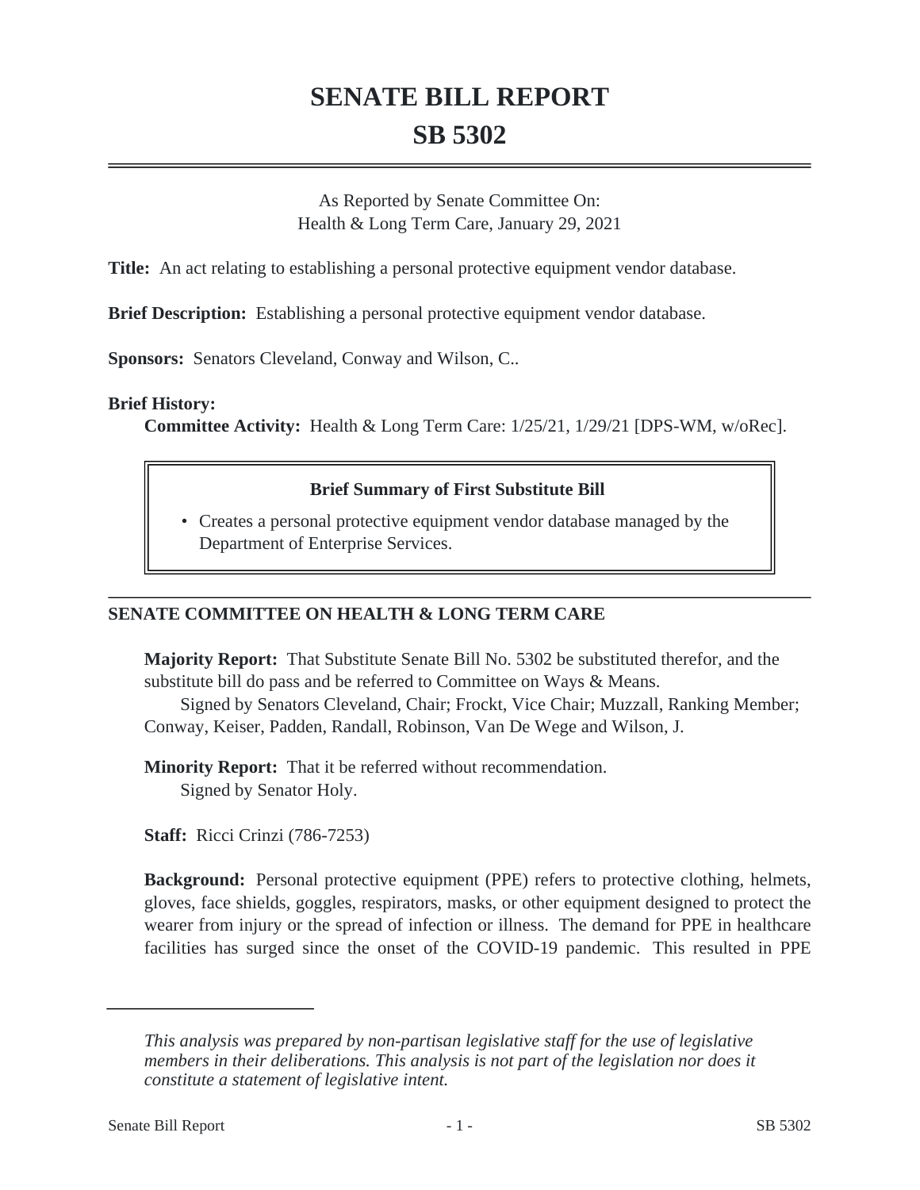# SENATE BILL REPORT
# SB 5302

As Reported by Senate Committee On:
Health & Long Term Care, January 29, 2021

**Title:** An act relating to establishing a personal protective equipment vendor database.

**Brief Description:** Establishing a personal protective equipment vendor database.

**Sponsors:** Senators Cleveland, Conway and Wilson, C..

**Brief History:**

**Committee Activity:** Health & Long Term Care: 1/25/21, 1/29/21 [DPS-WM, w/oRec].

**Brief Summary of First Substitute Bill**

- Creates a personal protective equipment vendor database managed by the Department of Enterprise Services.

## SENATE COMMITTEE ON HEALTH & LONG TERM CARE

**Majority Report:** That Substitute Senate Bill No. 5302 be substituted therefor, and the substitute bill do pass and be referred to Committee on Ways & Means.

Signed by Senators Cleveland, Chair; Frockt, Vice Chair; Muzzall, Ranking Member; Conway, Keiser, Padden, Randall, Robinson, Van De Wege and Wilson, J.

**Minority Report:** That it be referred without recommendation.

Signed by Senator Holy.

**Staff:** Ricci Crinzi (786-7253)

**Background:** Personal protective equipment (PPE) refers to protective clothing, helmets, gloves, face shields, goggles, respirators, masks, or other equipment designed to protect the wearer from injury or the spread of infection or illness. The demand for PPE in healthcare facilities has surged since the onset of the COVID-19 pandemic. This resulted in PPE

*This analysis was prepared by non-partisan legislative staff for the use of legislative members in their deliberations. This analysis is not part of the legislation nor does it constitute a statement of legislative intent.*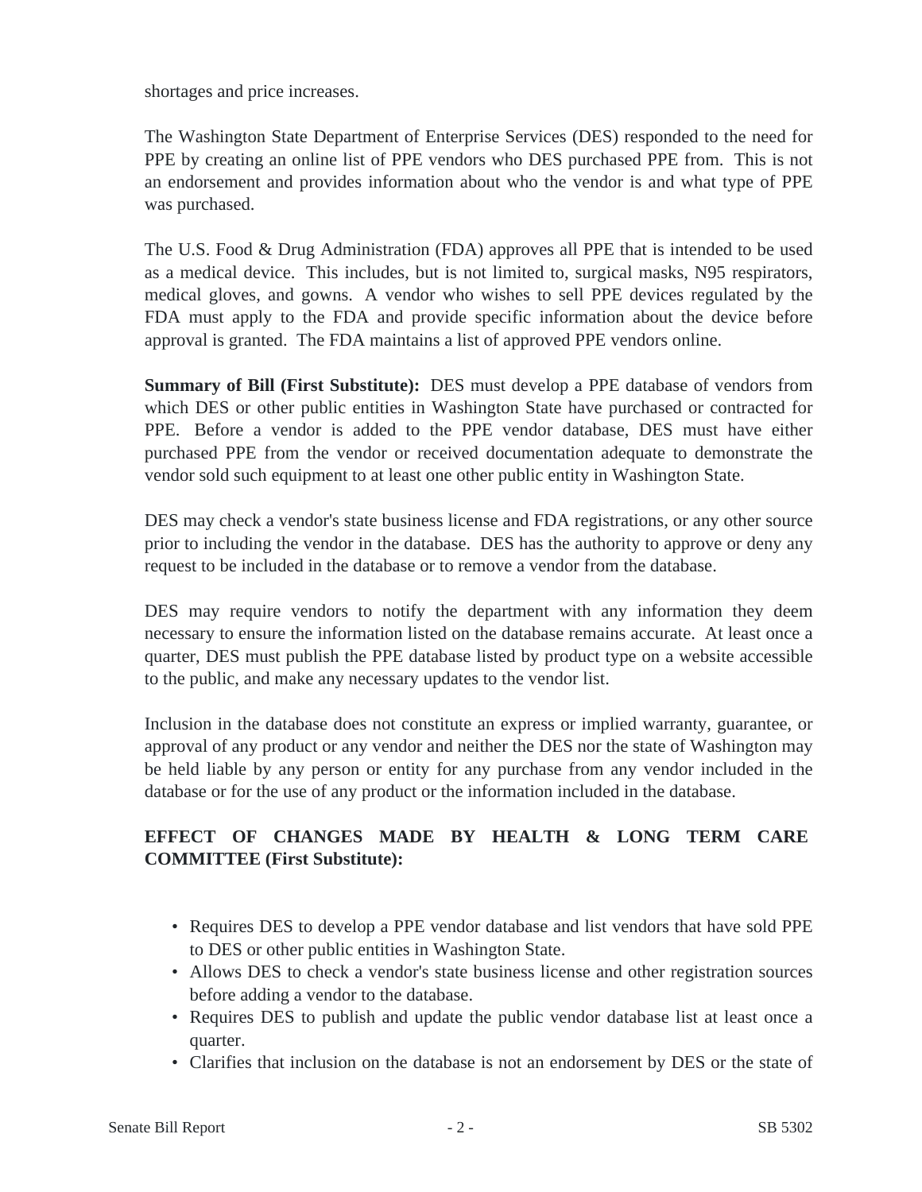shortages and price increases.

The Washington State Department of Enterprise Services (DES) responded to the need for PPE by creating an online list of PPE vendors who DES purchased PPE from. This is not an endorsement and provides information about who the vendor is and what type of PPE was purchased.

The U.S. Food & Drug Administration (FDA) approves all PPE that is intended to be used as a medical device. This includes, but is not limited to, surgical masks, N95 respirators, medical gloves, and gowns. A vendor who wishes to sell PPE devices regulated by the FDA must apply to the FDA and provide specific information about the device before approval is granted. The FDA maintains a list of approved PPE vendors online.

**Summary of Bill (First Substitute):** DES must develop a PPE database of vendors from which DES or other public entities in Washington State have purchased or contracted for PPE. Before a vendor is added to the PPE vendor database, DES must have either purchased PPE from the vendor or received documentation adequate to demonstrate the vendor sold such equipment to at least one other public entity in Washington State.

DES may check a vendor's state business license and FDA registrations, or any other source prior to including the vendor in the database. DES has the authority to approve or deny any request to be included in the database or to remove a vendor from the database.

DES may require vendors to notify the department with any information they deem necessary to ensure the information listed on the database remains accurate. At least once a quarter, DES must publish the PPE database listed by product type on a website accessible to the public, and make any necessary updates to the vendor list.

Inclusion in the database does not constitute an express or implied warranty, guarantee, or approval of any product or any vendor and neither the DES nor the state of Washington may be held liable by any person or entity for any purchase from any vendor included in the database or for the use of any product or the information included in the database.

**EFFECT OF CHANGES MADE BY HEALTH & LONG TERM CARE COMMITTEE (First Substitute):**

- Requires DES to develop a PPE vendor database and list vendors that have sold PPE to DES or other public entities in Washington State.
- Allows DES to check a vendor's state business license and other registration sources before adding a vendor to the database.
- Requires DES to publish and update the public vendor database list at least once a quarter.
- Clarifies that inclusion on the database is not an endorsement by DES or the state of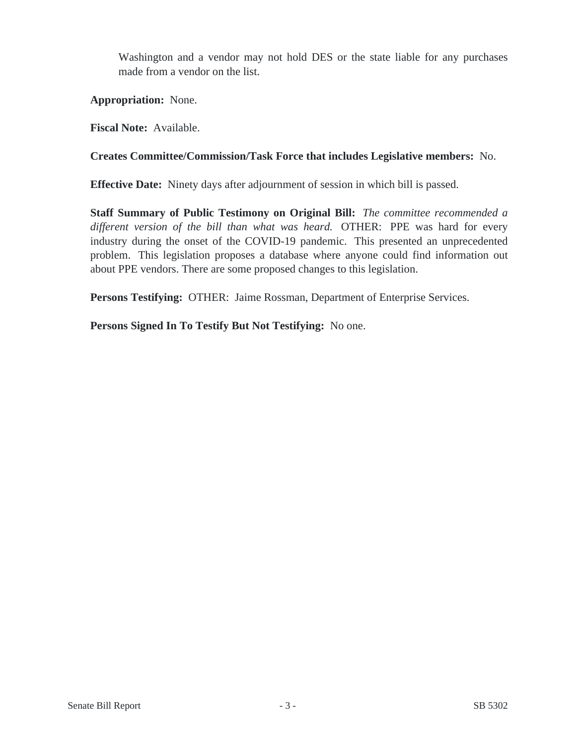Washington and a vendor may not hold DES or the state liable for any purchases made from a vendor on the list.

**Appropriation:** None.

**Fiscal Note:** Available.

**Creates Committee/Commission/Task Force that includes Legislative members:** No.

**Effective Date:** Ninety days after adjournment of session in which bill is passed.

**Staff Summary of Public Testimony on Original Bill:** *The committee recommended a different version of the bill than what was heard.* OTHER: PPE was hard for every industry during the onset of the COVID-19 pandemic. This presented an unprecedented problem. This legislation proposes a database where anyone could find information out about PPE vendors. There are some proposed changes to this legislation.

**Persons Testifying:** OTHER: Jaime Rossman, Department of Enterprise Services.

**Persons Signed In To Testify But Not Testifying:** No one.